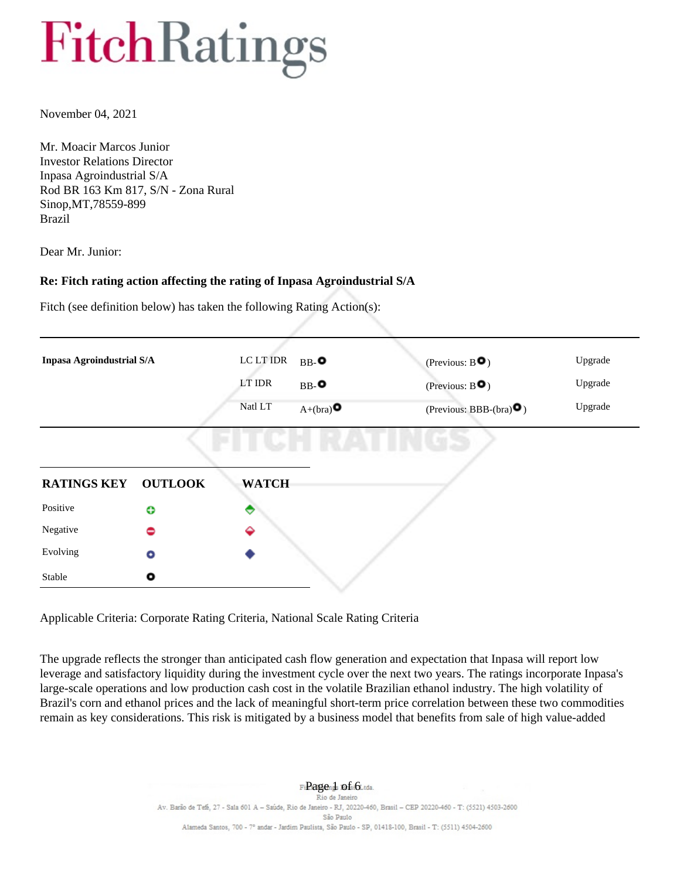# FitchRatings

November 04, 2021

Mr. Moacir Marcos Junior
Investor Relations Director
Inpasa Agroindustrial S/A
Rod BR 163 Km 817, S/N - Zona Rural
Sinop,MT,78559-899
Brazil

Dear Mr. Junior:

**Re: Fitch rating action affecting the rating of Inpasa Agroindustrial S/A**

Fitch (see definition below) has taken the following Rating Action(s):

| | | | | |
|---|---|---|---|---|
| **Inpasa Agroindustrial S/A** | LC LT IDR | BB- ● | (Previous: B ●) | Upgrade |
| | LT IDR | BB- ● | (Previous: B ●) | Upgrade |
| | Natl LT | A+(bra) ● | (Previous: BBB-(bra) ●) | Upgrade |

| RATINGS KEY | OUTLOOK | WATCH |
|---|---|---|
| Positive | ⊕ | ◆ |
| Negative | ⊖ | ◆ |
| Evolving | ● | ◆ |
| Stable | ● | |

Applicable Criteria: Corporate Rating Criteria, National Scale Rating Criteria

The upgrade reflects the stronger than anticipated cash flow generation and expectation that Inpasa will report low leverage and satisfactory liquidity during the investment cycle over the next two years. The ratings incorporate Inpasa's large-scale operations and low production cash cost in the volatile Brazilian ethanol industry. The high volatility of Brazil's corn and ethanol prices and the lack of meaningful short-term price correlation between these two commodities remain as key considerations. This risk is mitigated by a business model that benefits from sale of high value-added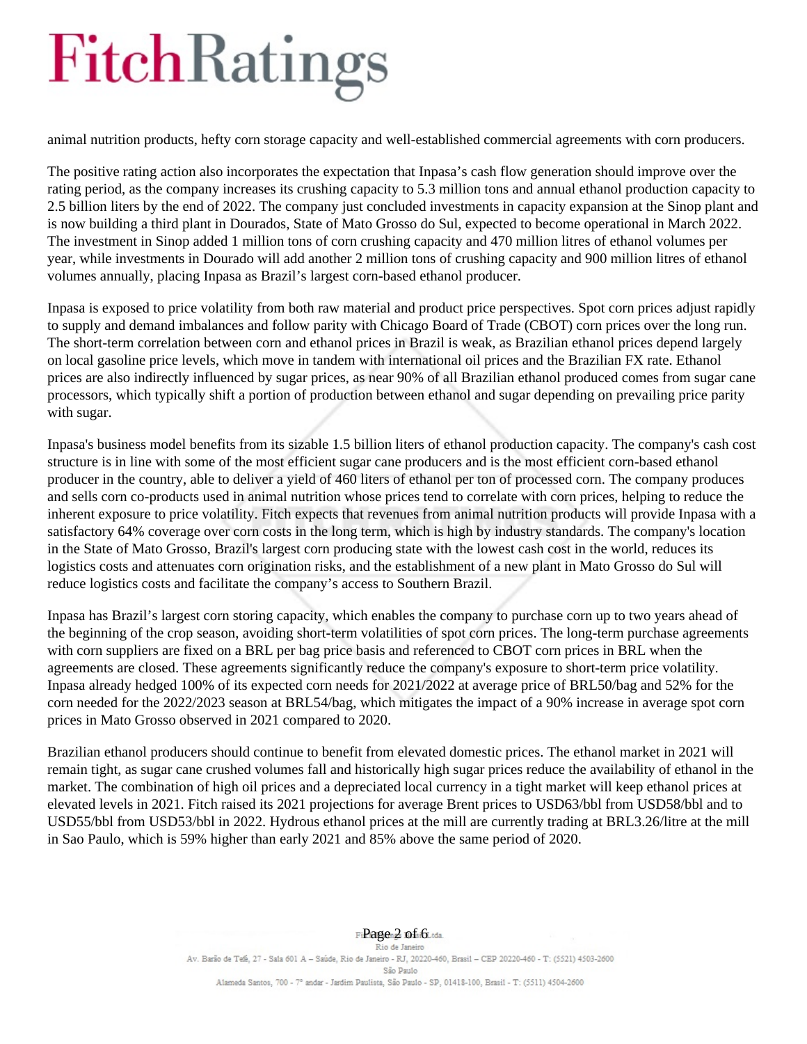animal nutrition products, hefty corn storage capacity and well-established commercial agreements with corn producers.

The positive rating action also incorporates the expectation that Inpasa's cash flow generation should improve over the rating period, as the company increases its crushing capacity to 5.3 million tons and annual ethanol production capacity to 2.5 billion liters by the end of 2022. The company just concluded investments in capacity expansion at the Sinop plant and is now building a third plant in Dourados, State of Mato Grosso do Sul, expected to become operational in March 2022. The investment in Sinop added 1 million tons of corn crushing capacity and 470 million litres of ethanol volumes per year, while investments in Dourado will add another 2 million tons of crushing capacity and 900 million litres of ethanol volumes annually, placing Inpasa as Brazil's largest corn-based ethanol producer.

Inpasa is exposed to price volatility from both raw material and product price perspectives. Spot corn prices adjust rapidly to supply and demand imbalances and follow parity with Chicago Board of Trade (CBOT) corn prices over the long run. The short-term correlation between corn and ethanol prices in Brazil is weak, as Brazilian ethanol prices depend largely on local gasoline price levels, which move in tandem with international oil prices and the Brazilian FX rate. Ethanol prices are also indirectly influenced by sugar prices, as near 90% of all Brazilian ethanol produced comes from sugar cane processors, which typically shift a portion of production between ethanol and sugar depending on prevailing price parity with sugar.

Inpasa's business model benefits from its sizable 1.5 billion liters of ethanol production capacity. The company's cash cost structure is in line with some of the most efficient sugar cane producers and is the most efficient corn-based ethanol producer in the country, able to deliver a yield of 460 liters of ethanol per ton of processed corn. The company produces and sells corn co-products used in animal nutrition whose prices tend to correlate with corn prices, helping to reduce the inherent exposure to price volatility. Fitch expects that revenues from animal nutrition products will provide Inpasa with a satisfactory 64% coverage over corn costs in the long term, which is high by industry standards. The company's location in the State of Mato Grosso, Brazil's largest corn producing state with the lowest cash cost in the world, reduces its logistics costs and attenuates corn origination risks, and the establishment of a new plant in Mato Grosso do Sul will reduce logistics costs and facilitate the company's access to Southern Brazil.

Inpasa has Brazil's largest corn storing capacity, which enables the company to purchase corn up to two years ahead of the beginning of the crop season, avoiding short-term volatilities of spot corn prices. The long-term purchase agreements with corn suppliers are fixed on a BRL per bag price basis and referenced to CBOT corn prices in BRL when the agreements are closed. These agreements significantly reduce the company's exposure to short-term price volatility. Inpasa already hedged 100% of its expected corn needs for 2021/2022 at average price of BRL50/bag and 52% for the corn needed for the 2022/2023 season at BRL54/bag, which mitigates the impact of a 90% increase in average spot corn prices in Mato Grosso observed in 2021 compared to 2020.

Brazilian ethanol producers should continue to benefit from elevated domestic prices. The ethanol market in 2021 will remain tight, as sugar cane crushed volumes fall and historically high sugar prices reduce the availability of ethanol in the market. The combination of high oil prices and a depreciated local currency in a tight market will keep ethanol prices at elevated levels in 2021. Fitch raised its 2021 projections for average Brent prices to USD63/bbl from USD58/bbl and to USD55/bbl from USD53/bbl in 2022. Hydrous ethanol prices at the mill are currently trading at BRL3.26/litre at the mill in Sao Paulo, which is 59% higher than early 2021 and 85% above the same period of 2020.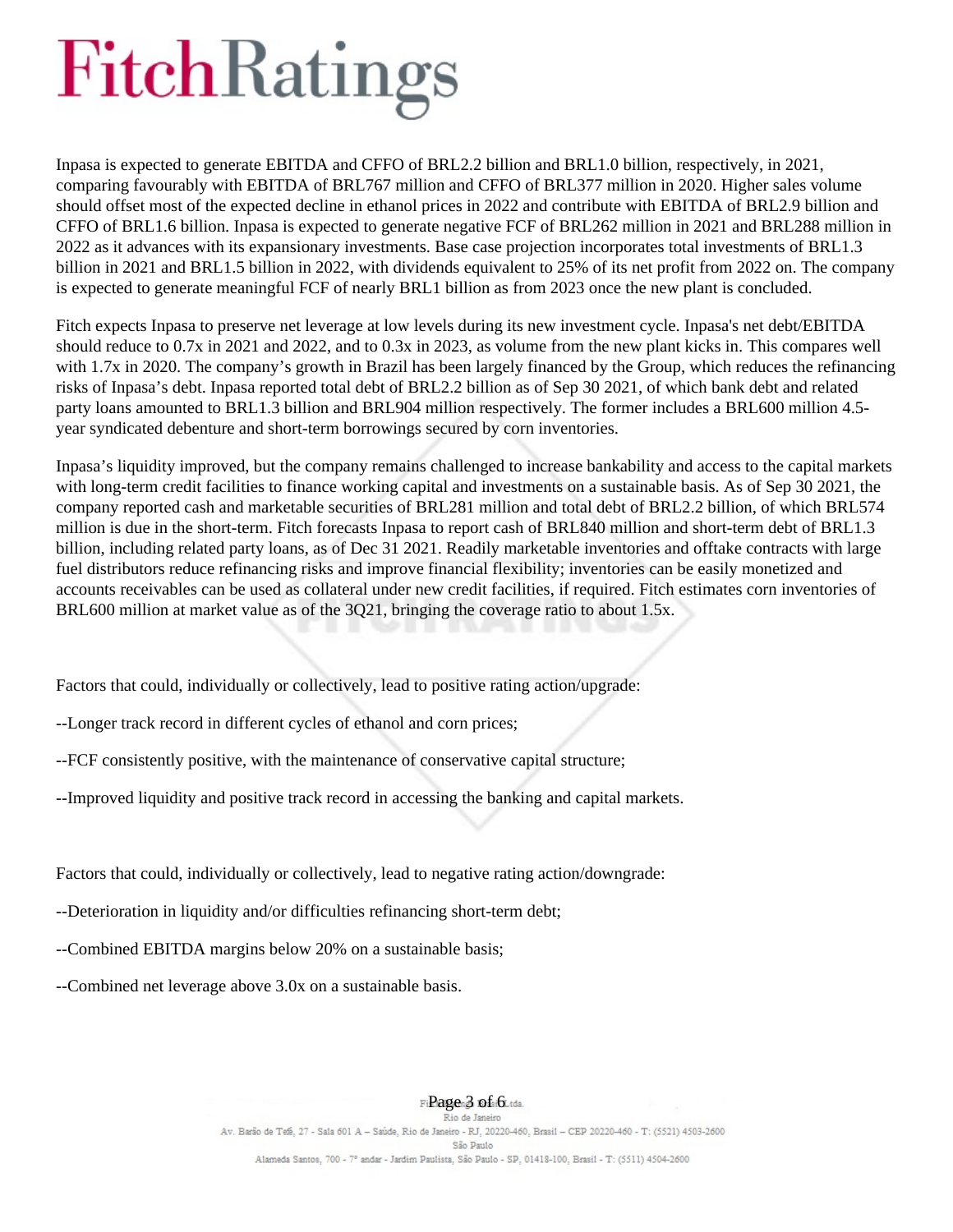Inpasa is expected to generate EBITDA and CFFO of BRL2.2 billion and BRL1.0 billion, respectively, in 2021, comparing favourably with EBITDA of BRL767 million and CFFO of BRL377 million in 2020. Higher sales volume should offset most of the expected decline in ethanol prices in 2022 and contribute with EBITDA of BRL2.9 billion and CFFO of BRL1.6 billion. Inpasa is expected to generate negative FCF of BRL262 million in 2021 and BRL288 million in 2022 as it advances with its expansionary investments. Base case projection incorporates total investments of BRL1.3 billion in 2021 and BRL1.5 billion in 2022, with dividends equivalent to 25% of its net profit from 2022 on. The company is expected to generate meaningful FCF of nearly BRL1 billion as from 2023 once the new plant is concluded.

Fitch expects Inpasa to preserve net leverage at low levels during its new investment cycle. Inpasa's net debt/EBITDA should reduce to 0.7x in 2021 and 2022, and to 0.3x in 2023, as volume from the new plant kicks in. This compares well with 1.7x in 2020. The company's growth in Brazil has been largely financed by the Group, which reduces the refinancing risks of Inpasa's debt. Inpasa reported total debt of BRL2.2 billion as of Sep 30 2021, of which bank debt and related party loans amounted to BRL1.3 billion and BRL904 million respectively. The former includes a BRL600 million 4.5-year syndicated debenture and short-term borrowings secured by corn inventories.

Inpasa's liquidity improved, but the company remains challenged to increase bankability and access to the capital markets with long-term credit facilities to finance working capital and investments on a sustainable basis. As of Sep 30 2021, the company reported cash and marketable securities of BRL281 million and total debt of BRL2.2 billion, of which BRL574 million is due in the short-term. Fitch forecasts Inpasa to report cash of BRL840 million and short-term debt of BRL1.3 billion, including related party loans, as of Dec 31 2021. Readily marketable inventories and offtake contracts with large fuel distributors reduce refinancing risks and improve financial flexibility; inventories can be easily monetized and accounts receivables can be used as collateral under new credit facilities, if required. Fitch estimates corn inventories of BRL600 million at market value as of the 3Q21, bringing the coverage ratio to about 1.5x.

Factors that could, individually or collectively, lead to positive rating action/upgrade:

--Longer track record in different cycles of ethanol and corn prices;

--FCF consistently positive, with the maintenance of conservative capital structure;

--Improved liquidity and positive track record in accessing the banking and capital markets.

Factors that could, individually or collectively, lead to negative rating action/downgrade:

--Deterioration in liquidity and/or difficulties refinancing short-term debt;

--Combined EBITDA margins below 20% on a sustainable basis;

--Combined net leverage above 3.0x on a sustainable basis.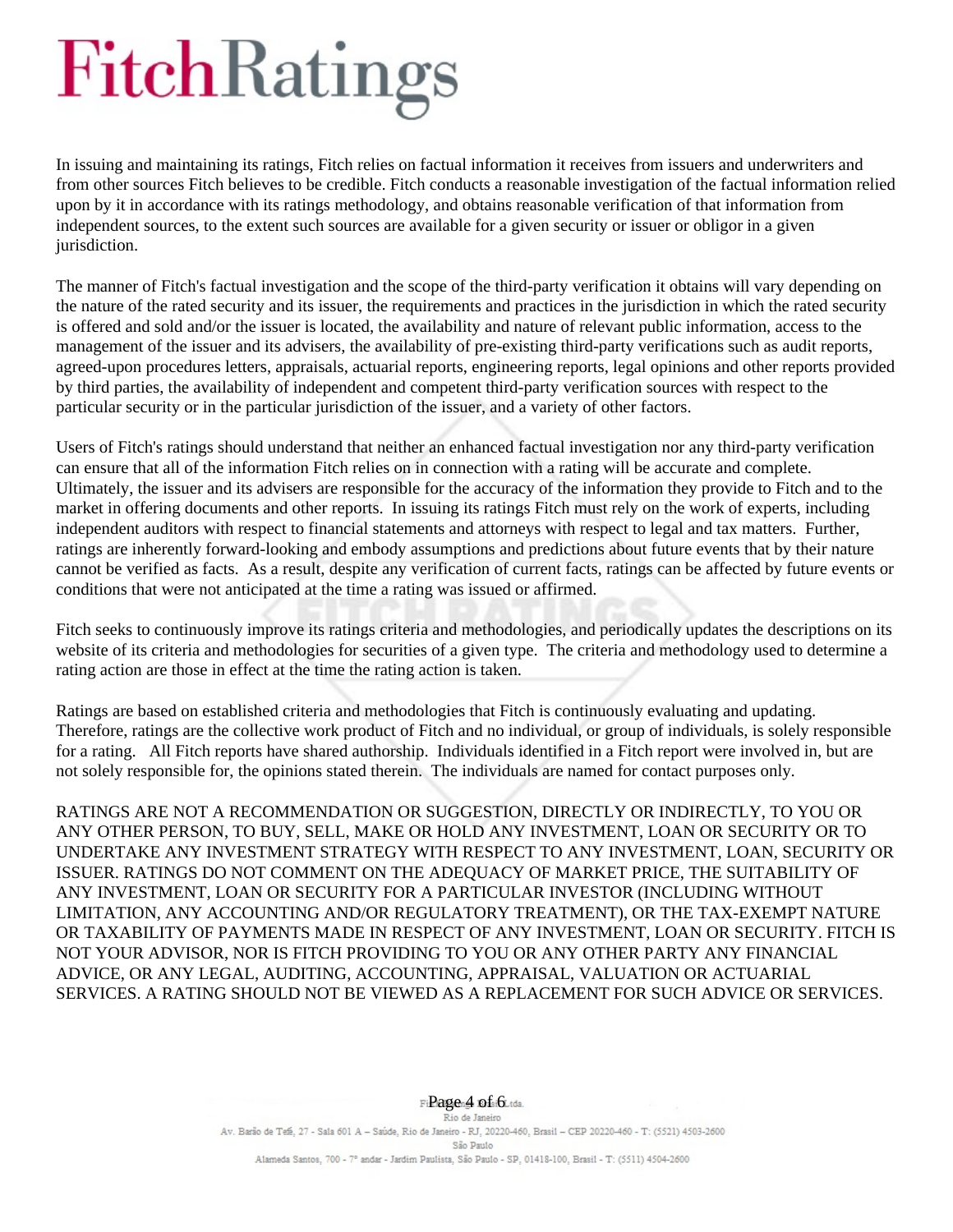In issuing and maintaining its ratings, Fitch relies on factual information it receives from issuers and underwriters and from other sources Fitch believes to be credible. Fitch conducts a reasonable investigation of the factual information relied upon by it in accordance with its ratings methodology, and obtains reasonable verification of that information from independent sources, to the extent such sources are available for a given security or issuer or obligor in a given jurisdiction.

The manner of Fitch's factual investigation and the scope of the third-party verification it obtains will vary depending on the nature of the rated security and its issuer, the requirements and practices in the jurisdiction in which the rated security is offered and sold and/or the issuer is located, the availability and nature of relevant public information, access to the management of the issuer and its advisers, the availability of pre-existing third-party verifications such as audit reports, agreed-upon procedures letters, appraisals, actuarial reports, engineering reports, legal opinions and other reports provided by third parties, the availability of independent and competent third-party verification sources with respect to the particular security or in the particular jurisdiction of the issuer, and a variety of other factors.

Users of Fitch's ratings should understand that neither an enhanced factual investigation nor any third-party verification can ensure that all of the information Fitch relies on in connection with a rating will be accurate and complete. Ultimately, the issuer and its advisers are responsible for the accuracy of the information they provide to Fitch and to the market in offering documents and other reports. In issuing its ratings Fitch must rely on the work of experts, including independent auditors with respect to financial statements and attorneys with respect to legal and tax matters. Further, ratings are inherently forward-looking and embody assumptions and predictions about future events that by their nature cannot be verified as facts. As a result, despite any verification of current facts, ratings can be affected by future events or conditions that were not anticipated at the time a rating was issued or affirmed.

Fitch seeks to continuously improve its ratings criteria and methodologies, and periodically updates the descriptions on its website of its criteria and methodologies for securities of a given type. The criteria and methodology used to determine a rating action are those in effect at the time the rating action is taken.

Ratings are based on established criteria and methodologies that Fitch is continuously evaluating and updating. Therefore, ratings are the collective work product of Fitch and no individual, or group of individuals, is solely responsible for a rating. All Fitch reports have shared authorship. Individuals identified in a Fitch report were involved in, but are not solely responsible for, the opinions stated therein. The individuals are named for contact purposes only.

RATINGS ARE NOT A RECOMMENDATION OR SUGGESTION, DIRECTLY OR INDIRECTLY, TO YOU OR ANY OTHER PERSON, TO BUY, SELL, MAKE OR HOLD ANY INVESTMENT, LOAN OR SECURITY OR TO UNDERTAKE ANY INVESTMENT STRATEGY WITH RESPECT TO ANY INVESTMENT, LOAN, SECURITY OR ISSUER. RATINGS DO NOT COMMENT ON THE ADEQUACY OF MARKET PRICE, THE SUITABILITY OF ANY INVESTMENT, LOAN OR SECURITY FOR A PARTICULAR INVESTOR (INCLUDING WITHOUT LIMITATION, ANY ACCOUNTING AND/OR REGULATORY TREATMENT), OR THE TAX-EXEMPT NATURE OR TAXABILITY OF PAYMENTS MADE IN RESPECT OF ANY INVESTMENT, LOAN OR SECURITY. FITCH IS NOT YOUR ADVISOR, NOR IS FITCH PROVIDING TO YOU OR ANY OTHER PARTY ANY FINANCIAL ADVICE, OR ANY LEGAL, AUDITING, ACCOUNTING, APPRAISAL, VALUATION OR ACTUARIAL SERVICES. A RATING SHOULD NOT BE VIEWED AS A REPLACEMENT FOR SUCH ADVICE OR SERVICES.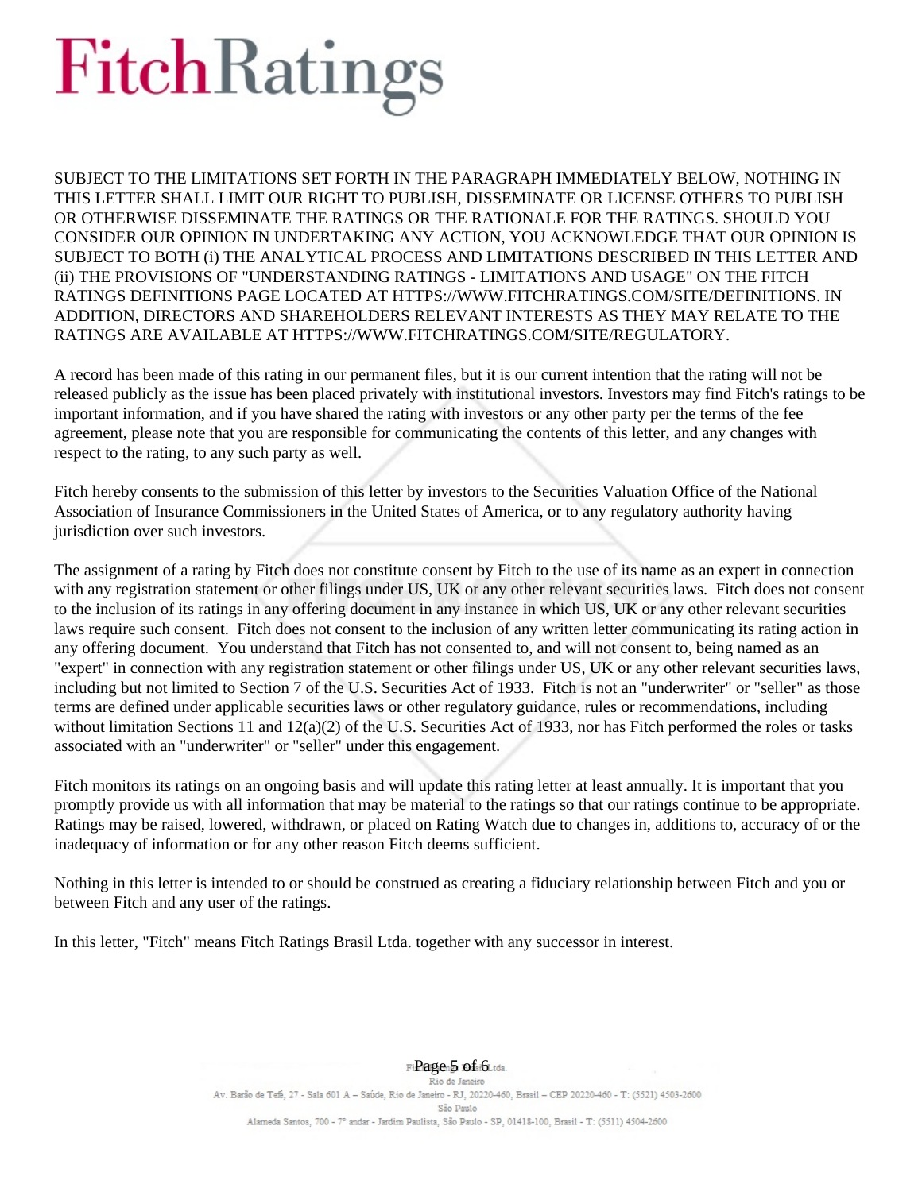SUBJECT TO THE LIMITATIONS SET FORTH IN THE PARAGRAPH IMMEDIATELY BELOW, NOTHING IN THIS LETTER SHALL LIMIT OUR RIGHT TO PUBLISH, DISSEMINATE OR LICENSE OTHERS TO PUBLISH OR OTHERWISE DISSEMINATE THE RATINGS OR THE RATIONALE FOR THE RATINGS. SHOULD YOU CONSIDER OUR OPINION IN UNDERTAKING ANY ACTION, YOU ACKNOWLEDGE THAT OUR OPINION IS SUBJECT TO BOTH (i) THE ANALYTICAL PROCESS AND LIMITATIONS DESCRIBED IN THIS LETTER AND (ii) THE PROVISIONS OF "UNDERSTANDING RATINGS - LIMITATIONS AND USAGE" ON THE FITCH RATINGS DEFINITIONS PAGE LOCATED AT HTTPS://WWW.FITCHRATINGS.COM/SITE/DEFINITIONS. IN ADDITION, DIRECTORS AND SHAREHOLDERS RELEVANT INTERESTS AS THEY MAY RELATE TO THE RATINGS ARE AVAILABLE AT HTTPS://WWW.FITCHRATINGS.COM/SITE/REGULATORY.

A record has been made of this rating in our permanent files, but it is our current intention that the rating will not be released publicly as the issue has been placed privately with institutional investors. Investors may find Fitch's ratings to be important information, and if you have shared the rating with investors or any other party per the terms of the fee agreement, please note that you are responsible for communicating the contents of this letter, and any changes with respect to the rating, to any such party as well.

Fitch hereby consents to the submission of this letter by investors to the Securities Valuation Office of the National Association of Insurance Commissioners in the United States of America, or to any regulatory authority having jurisdiction over such investors.

The assignment of a rating by Fitch does not constitute consent by Fitch to the use of its name as an expert in connection with any registration statement or other filings under US, UK or any other relevant securities laws. Fitch does not consent to the inclusion of its ratings in any offering document in any instance in which US, UK or any other relevant securities laws require such consent. Fitch does not consent to the inclusion of any written letter communicating its rating action in any offering document. You understand that Fitch has not consented to, and will not consent to, being named as an "expert" in connection with any registration statement or other filings under US, UK or any other relevant securities laws, including but not limited to Section 7 of the U.S. Securities Act of 1933. Fitch is not an "underwriter" or "seller" as those terms are defined under applicable securities laws or other regulatory guidance, rules or recommendations, including without limitation Sections 11 and 12(a)(2) of the U.S. Securities Act of 1933, nor has Fitch performed the roles or tasks associated with an "underwriter" or "seller" under this engagement.

Fitch monitors its ratings on an ongoing basis and will update this rating letter at least annually. It is important that you promptly provide us with all information that may be material to the ratings so that our ratings continue to be appropriate. Ratings may be raised, lowered, withdrawn, or placed on Rating Watch due to changes in, additions to, accuracy of or the inadequacy of information or for any other reason Fitch deems sufficient.

Nothing in this letter is intended to or should be construed as creating a fiduciary relationship between Fitch and you or between Fitch and any user of the ratings.

In this letter, "Fitch" means Fitch Ratings Brasil Ltda. together with any successor in interest.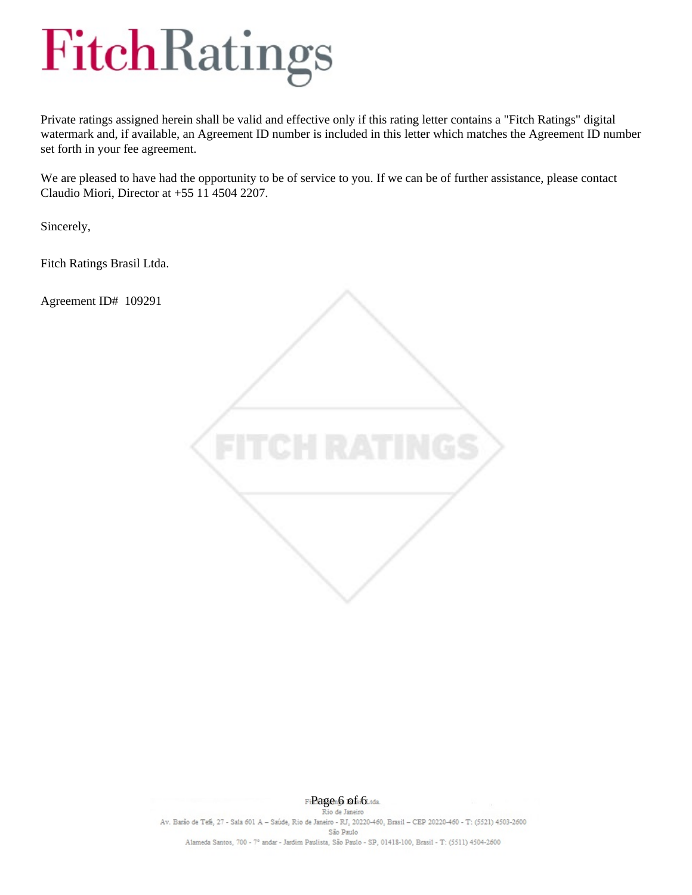Private ratings assigned herein shall be valid and effective only if this rating letter contains a "Fitch Ratings" digital watermark and, if available, an Agreement ID number is included in this letter which matches the Agreement ID number set forth in your fee agreement.

We are pleased to have had the opportunity to be of service to you. If we can be of further assistance, please contact Claudio Miori, Director at +55 11 4504 2207.

Sincerely,

Fitch Ratings Brasil Ltda.

Agreement ID# 109291